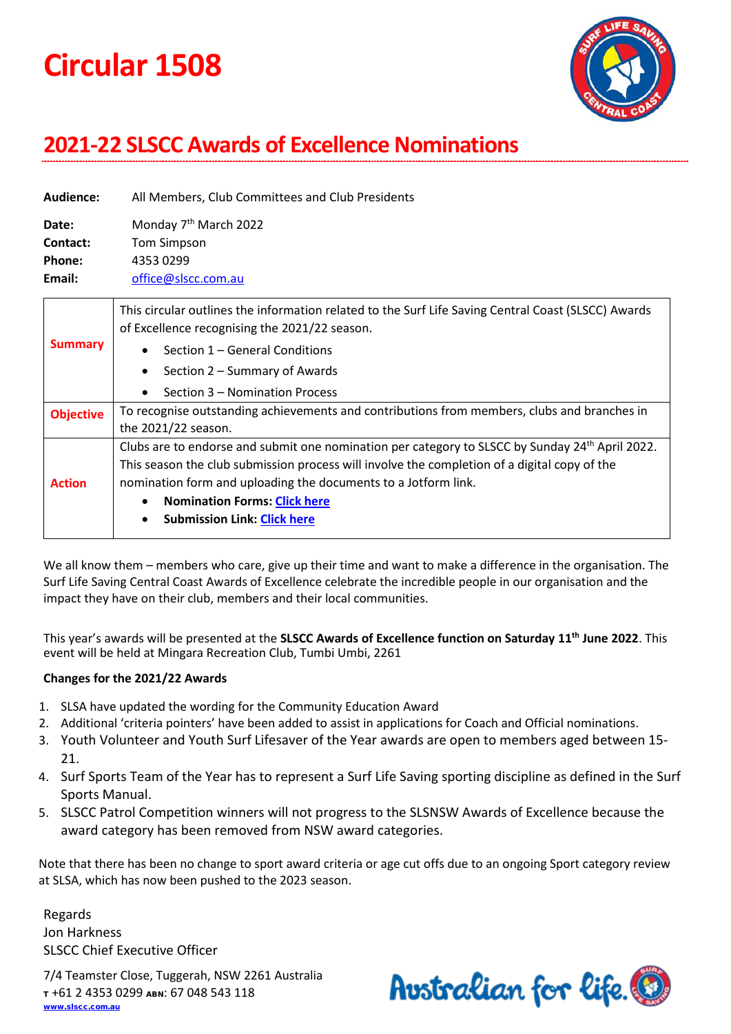# Circular 1508

## 2021-22 SLSCC Awards of Excellence Nominations

**Audience:** All Members, Club Committees and Club Presidents

**Date:** Monday 7th March 2022
**Contact:** Tom Simpson
**Phone:** 4353 0299
**Email:** office@slscc.com.au

| | |
|---|---|
| **Summary** | This circular outlines the information related to the Surf Life Saving Central Coast (SLSCC) Awards of Excellence recognising the 2021/22 season.<br>• Section 1 – General Conditions<br>• Section 2 – Summary of Awards<br>• Section 3 – Nomination Process |
| **Objective** | To recognise outstanding achievements and contributions from members, clubs and branches in the 2021/22 season. |
| **Action** | Clubs are to endorse and submit one nomination per category to SLSCC by Sunday 24th April 2022. This season the club submission process will involve the completion of a digital copy of the nomination form and uploading the documents to a Jotform link.<br>• **Nomination Forms: Click here**<br>• **Submission Link: Click here** |

We all know them – members who care, give up their time and want to make a difference in the organisation. The Surf Life Saving Central Coast Awards of Excellence celebrate the incredible people in our organisation and the impact they have on their club, members and their local communities.

This year's awards will be presented at the **SLSCC Awards of Excellence function on Saturday 11th June 2022**. This event will be held at Mingara Recreation Club, Tumbi Umbi, 2261

**Changes for the 2021/22 Awards**

1. SLSA have updated the wording for the Community Education Award
2. Additional 'criteria pointers' have been added to assist in applications for Coach and Official nominations.
3. Youth Volunteer and Youth Surf Lifesaver of the Year awards are open to members aged between 15-21.
4. Surf Sports Team of the Year has to represent a Surf Life Saving sporting discipline as defined in the Surf Sports Manual.
5. SLSCC Patrol Competition winners will not progress to the SLSNSW Awards of Excellence because the award category has been removed from NSW award categories.

Note that there has been no change to sport award criteria or age cut offs due to an ongoing Sport category review at SLSA, which has now been pushed to the 2023 season.

Regards
Jon Harkness
SLSCC Chief Executive Officer

7/4 Teamster Close, Tuggerah, NSW 2261 Australia
T +61 2 4353 0299 ABN: 67 048 543 118
www.slscc.com.au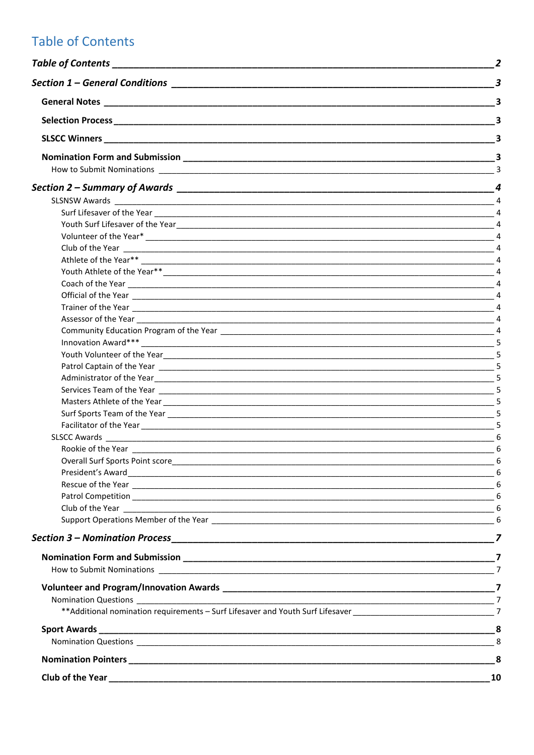# Table of Contents

*Table of Contents* — 2

*Section 1 – General Conditions* — 3

- **General Notes** — 3
- **Selection Process** — 3
- **SLSCC Winners** — 3
- **Nomination Form and Submission** — 3
  - How to Submit Nominations — 3

*Section 2 – Summary of Awards* — 4

- SLSNSW Awards — 4
  - Surf Lifesaver of the Year — 4
  - Youth Surf Lifesaver of the Year — 4
  - Volunteer of the Year* — 4
  - Club of the Year — 4
  - Athlete of the Year** — 4
  - Youth Athlete of the Year** — 4
  - Coach of the Year — 4
  - Official of the Year — 4
  - Trainer of the Year — 4
  - Assessor of the Year — 4
  - Community Education Program of the Year — 4
  - Innovation Award*** — 5
  - Youth Volunteer of the Year — 5
  - Patrol Captain of the Year — 5
  - Administrator of the Year — 5
  - Services Team of the Year — 5
  - Masters Athlete of the Year — 5
  - Surf Sports Team of the Year — 5
  - Facilitator of the Year — 5
- SLSCC Awards — 6
  - Rookie of the Year — 6
  - Overall Surf Sports Point score — 6
  - President's Award — 6
  - Rescue of the Year — 6
  - Patrol Competition — 6
  - Club of the Year — 6
  - Support Operations Member of the Year — 6

*Section 3 – Nomination Process* — 7

- **Nomination Form and Submission** — 7
  - How to Submit Nominations — 7
- **Volunteer and Program/Innovation Awards** — 7
  - Nomination Questions — 7
    - **Additional nomination requirements – Surf Lifesaver and Youth Surf Lifesaver — 7
- **Sport Awards** — 8
  - Nomination Questions — 8
- **Nomination Pointers** — 8
- **Club of the Year** — 10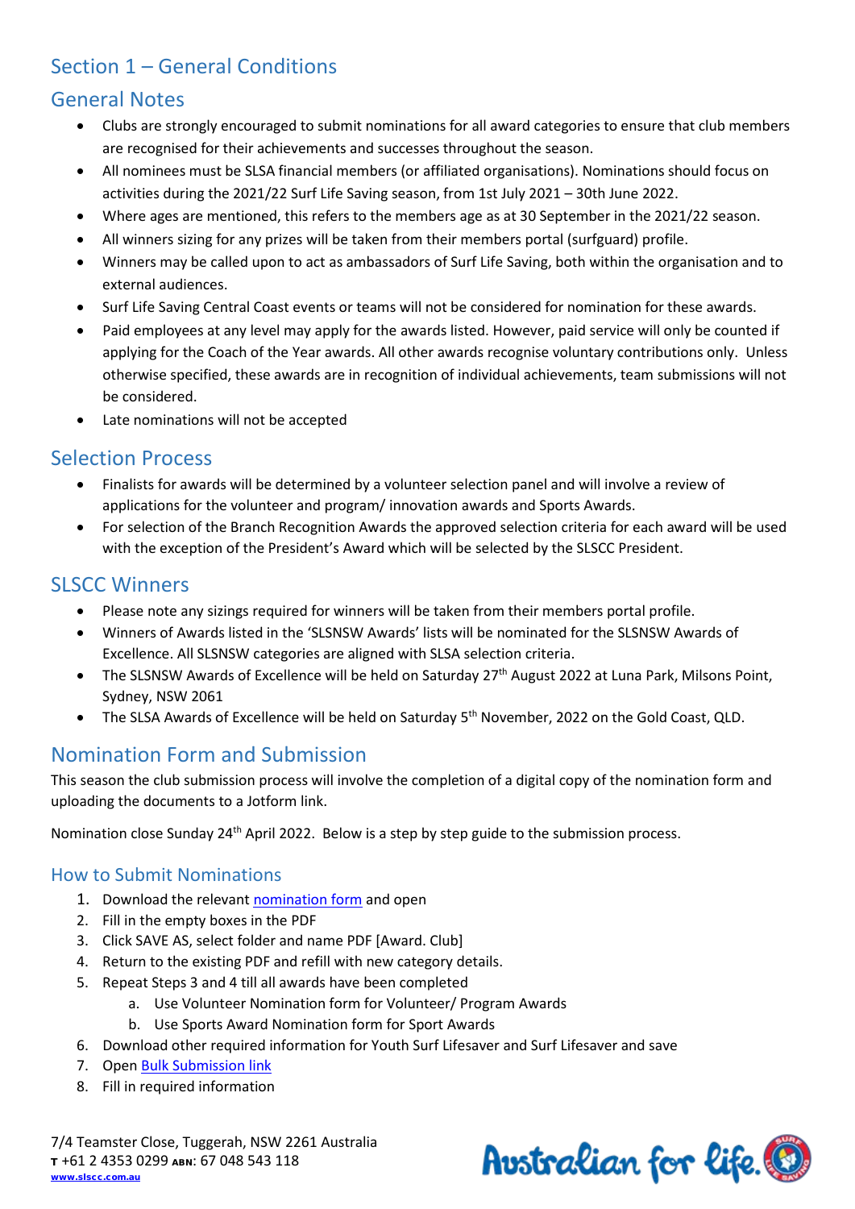# Section 1 – General Conditions

## General Notes

- Clubs are strongly encouraged to submit nominations for all award categories to ensure that club members are recognised for their achievements and successes throughout the season.
- All nominees must be SLSA financial members (or affiliated organisations). Nominations should focus on activities during the 2021/22 Surf Life Saving season, from 1st July 2021 – 30th June 2022.
- Where ages are mentioned, this refers to the members age as at 30 September in the 2021/22 season.
- All winners sizing for any prizes will be taken from their members portal (surfguard) profile.
- Winners may be called upon to act as ambassadors of Surf Life Saving, both within the organisation and to external audiences.
- Surf Life Saving Central Coast events or teams will not be considered for nomination for these awards.
- Paid employees at any level may apply for the awards listed. However, paid service will only be counted if applying for the Coach of the Year awards. All other awards recognise voluntary contributions only. Unless otherwise specified, these awards are in recognition of individual achievements, team submissions will not be considered.
- Late nominations will not be accepted

## Selection Process

- Finalists for awards will be determined by a volunteer selection panel and will involve a review of applications for the volunteer and program/ innovation awards and Sports Awards.
- For selection of the Branch Recognition Awards the approved selection criteria for each award will be used with the exception of the President's Award which will be selected by the SLSCC President.

## SLSCC Winners

- Please note any sizings required for winners will be taken from their members portal profile.
- Winners of Awards listed in the 'SLSNSW Awards' lists will be nominated for the SLSNSW Awards of Excellence. All SLSNSW categories are aligned with SLSA selection criteria.
- The SLSNSW Awards of Excellence will be held on Saturday 27th August 2022 at Luna Park, Milsons Point, Sydney, NSW 2061
- The SLSA Awards of Excellence will be held on Saturday 5th November, 2022 on the Gold Coast, QLD.

## Nomination Form and Submission

This season the club submission process will involve the completion of a digital copy of the nomination form and uploading the documents to a Jotform link.

Nomination close Sunday 24th April 2022. Below is a step by step guide to the submission process.

### How to Submit Nominations

1. Download the relevant nomination form and open
2. Fill in the empty boxes in the PDF
3. Click SAVE AS, select folder and name PDF [Award. Club]
4. Return to the existing PDF and refill with new category details.
5. Repeat Steps 3 and 4 till all awards have been completed
   a. Use Volunteer Nomination form for Volunteer/ Program Awards
   b. Use Sports Award Nomination form for Sport Awards
6. Download other required information for Youth Surf Lifesaver and Surf Lifesaver and save
7. Open Bulk Submission link
8. Fill in required information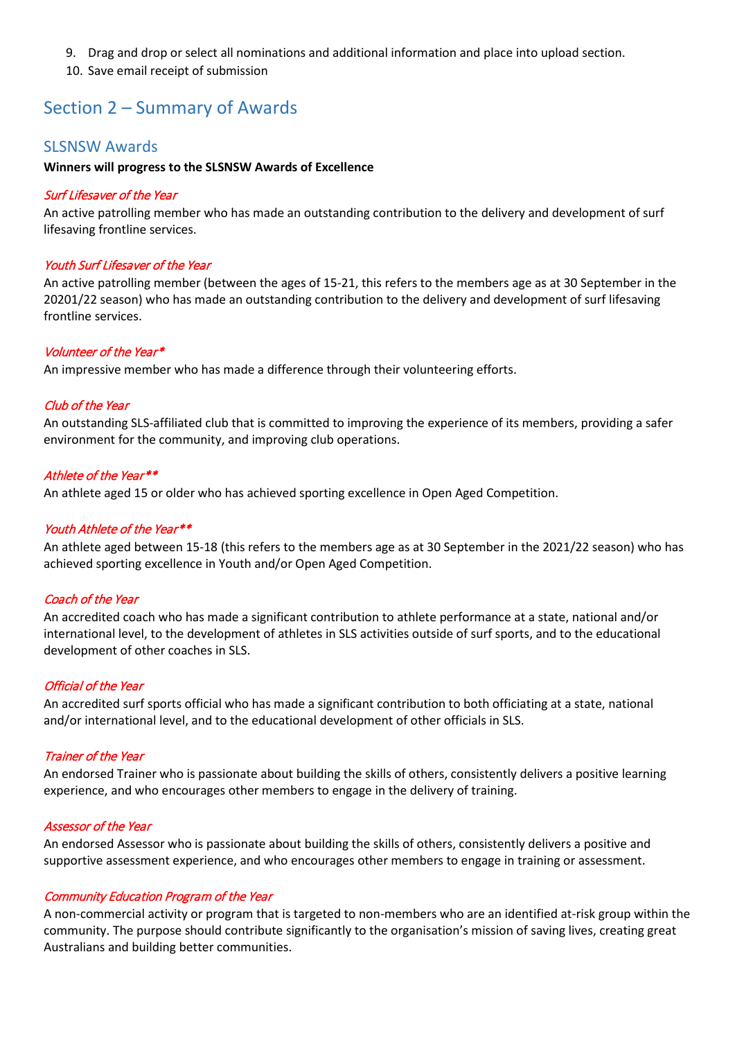9. Drag and drop or select all nominations and additional information and place into upload section.
10. Save email receipt of submission

## Section 2 – Summary of Awards

### SLSNSW Awards

**Winners will progress to the SLSNSW Awards of Excellence**

*Surf Lifesaver of the Year*

An active patrolling member who has made an outstanding contribution to the delivery and development of surf lifesaving frontline services.

*Youth Surf Lifesaver of the Year*

An active patrolling member (between the ages of 15-21, this refers to the members age as at 30 September in the 20201/22 season) who has made an outstanding contribution to the delivery and development of surf lifesaving frontline services.

*Volunteer of the Year**

An impressive member who has made a difference through their volunteering efforts.

*Club of the Year*

An outstanding SLS-affiliated club that is committed to improving the experience of its members, providing a safer environment for the community, and improving club operations.

*Athlete of the Year***

An athlete aged 15 or older who has achieved sporting excellence in Open Aged Competition.

*Youth Athlete of the Year***

An athlete aged between 15-18 (this refers to the members age as at 30 September in the 2021/22 season) who has achieved sporting excellence in Youth and/or Open Aged Competition.

*Coach of the Year*

An accredited coach who has made a significant contribution to athlete performance at a state, national and/or international level, to the development of athletes in SLS activities outside of surf sports, and to the educational development of other coaches in SLS.

*Official of the Year*

An accredited surf sports official who has made a significant contribution to both officiating at a state, national and/or international level, and to the educational development of other officials in SLS.

*Trainer of the Year*

An endorsed Trainer who is passionate about building the skills of others, consistently delivers a positive learning experience, and who encourages other members to engage in the delivery of training.

*Assessor of the Year*

An endorsed Assessor who is passionate about building the skills of others, consistently delivers a positive and supportive assessment experience, and who encourages other members to engage in training or assessment.

*Community Education Program of the Year*

A non-commercial activity or program that is targeted to non-members who are an identified at-risk group within the community. The purpose should contribute significantly to the organisation's mission of saving lives, creating great Australians and building better communities.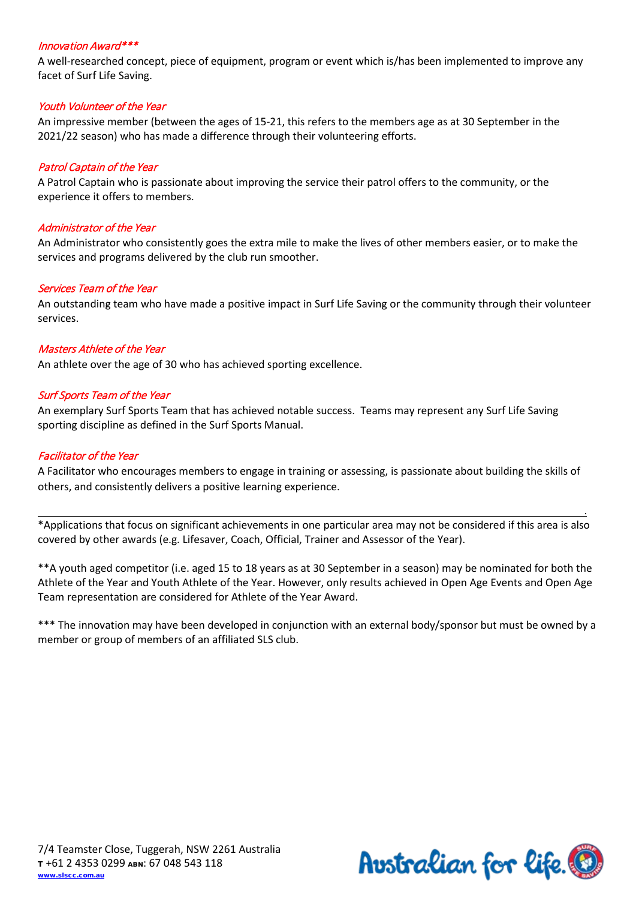### *Innovation Award****

A well-researched concept, piece of equipment, program or event which is/has been implemented to improve any facet of Surf Life Saving.

### *Youth Volunteer of the Year*

An impressive member (between the ages of 15-21, this refers to the members age as at 30 September in the 2021/22 season) who has made a difference through their volunteering efforts.

### *Patrol Captain of the Year*

A Patrol Captain who is passionate about improving the service their patrol offers to the community, or the experience it offers to members.

### *Administrator of the Year*

An Administrator who consistently goes the extra mile to make the lives of other members easier, or to make the services and programs delivered by the club run smoother.

### *Services Team of the Year*

An outstanding team who have made a positive impact in Surf Life Saving or the community through their volunteer services.

### *Masters Athlete of the Year*

An athlete over the age of 30 who has achieved sporting excellence.

### *Surf Sports Team of the Year*

An exemplary Surf Sports Team that has achieved notable success. Teams may represent any Surf Life Saving sporting discipline as defined in the Surf Sports Manual.

### *Facilitator of the Year*

A Facilitator who encourages members to engage in training or assessing, is passionate about building the skills of others, and consistently delivers a positive learning experience.

---

*Applications that focus on significant achievements in one particular area may not be considered if this area is also covered by other awards (e.g. Lifesaver, Coach, Official, Trainer and Assessor of the Year).

**A youth aged competitor (i.e. aged 15 to 18 years as at 30 September in a season) may be nominated for both the Athlete of the Year and Youth Athlete of the Year. However, only results achieved in Open Age Events and Open Age Team representation are considered for Athlete of the Year Award.

*** The innovation may have been developed in conjunction with an external body/sponsor but must be owned by a member or group of members of an affiliated SLS club.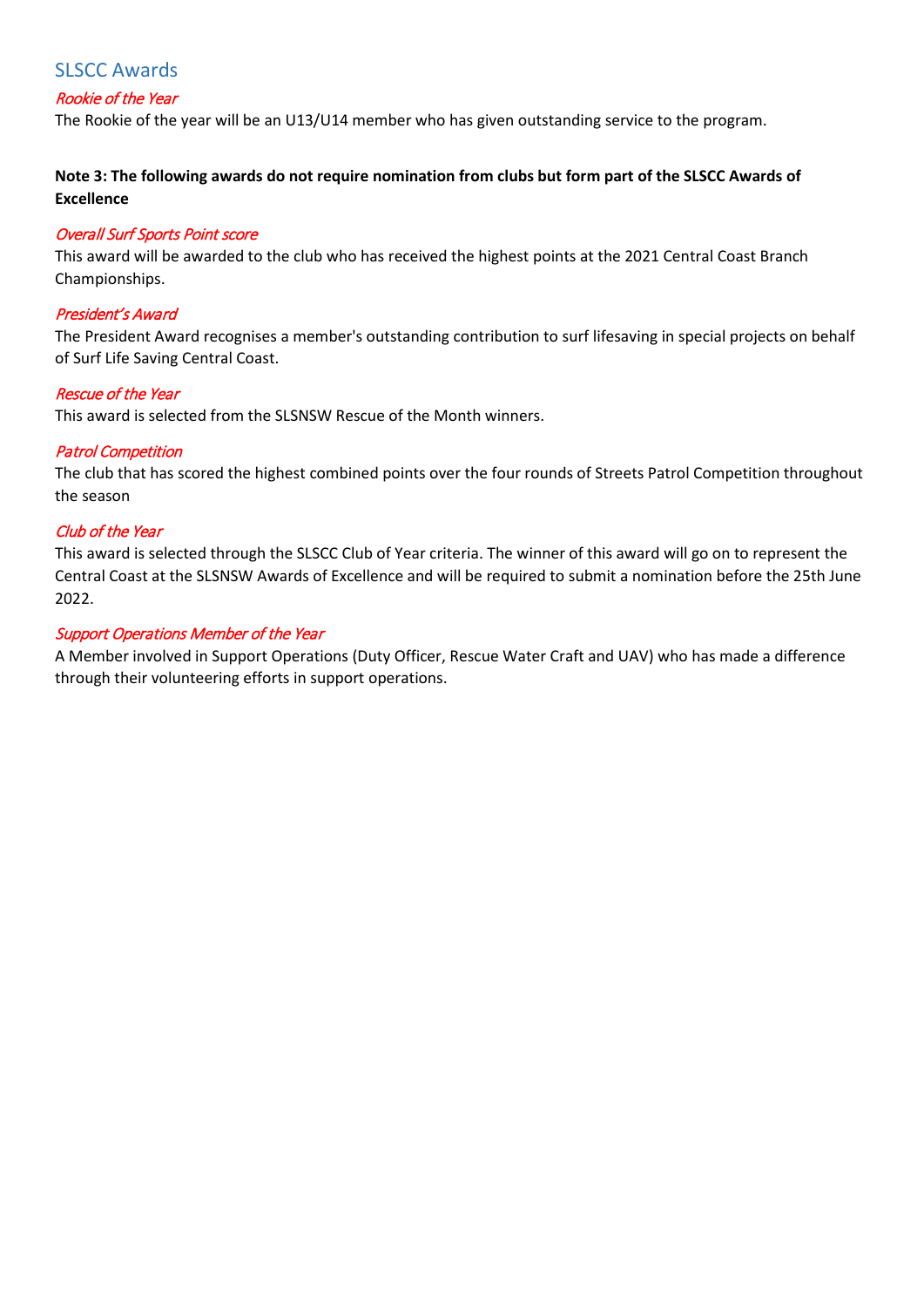## SLSCC Awards

### *Rookie of the Year*

The Rookie of the year will be an U13/U14 member who has given outstanding service to the program.

**Note 3: The following awards do not require nomination from clubs but form part of the SLSCC Awards of Excellence**

### *Overall Surf Sports Point score*

This award will be awarded to the club who has received the highest points at the 2021 Central Coast Branch Championships.

### *President's Award*

The President Award recognises a member's outstanding contribution to surf lifesaving in special projects on behalf of Surf Life Saving Central Coast.

### *Rescue of the Year*

This award is selected from the SLSNSW Rescue of the Month winners.

### *Patrol Competition*

The club that has scored the highest combined points over the four rounds of Streets Patrol Competition throughout the season

### *Club of the Year*

This award is selected through the SLSCC Club of Year criteria. The winner of this award will go on to represent the Central Coast at the SLSNSW Awards of Excellence and will be required to submit a nomination before the 25th June 2022.

### *Support Operations Member of the Year*

A Member involved in Support Operations (Duty Officer, Rescue Water Craft and UAV) who has made a difference through their volunteering efforts in support operations.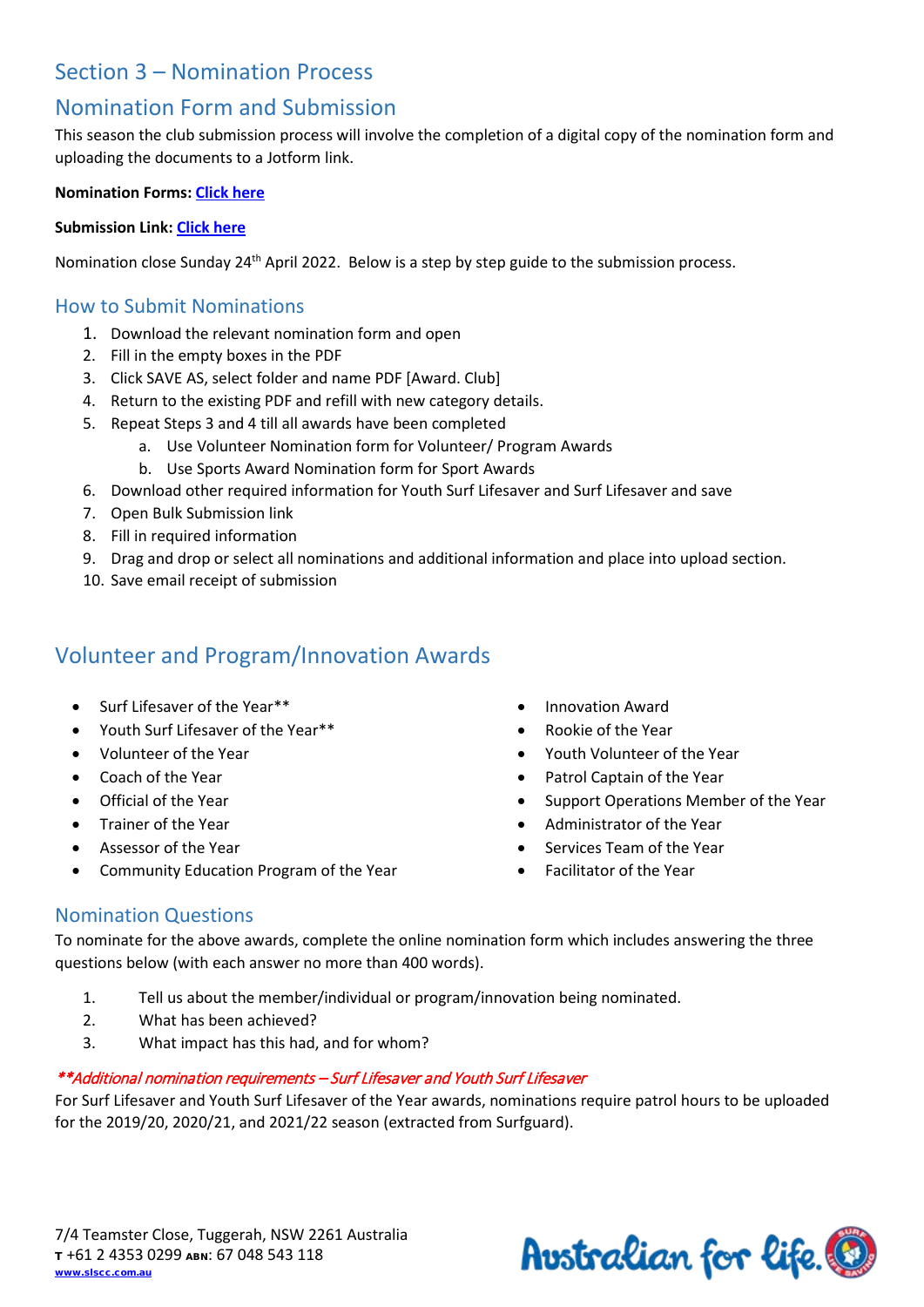## Section 3 – Nomination Process

## Nomination Form and Submission

This season the club submission process will involve the completion of a digital copy of the nomination form and uploading the documents to a Jotform link.

**Nomination Forms: Click here**

**Submission Link: Click here**

Nomination close Sunday 24th April 2022. Below is a step by step guide to the submission process.

### How to Submit Nominations

1. Download the relevant nomination form and open
2. Fill in the empty boxes in the PDF
3. Click SAVE AS, select folder and name PDF [Award. Club]
4. Return to the existing PDF and refill with new category details.
5. Repeat Steps 3 and 4 till all awards have been completed
    a. Use Volunteer Nomination form for Volunteer/ Program Awards
    b. Use Sports Award Nomination form for Sport Awards
6. Download other required information for Youth Surf Lifesaver and Surf Lifesaver and save
7. Open Bulk Submission link
8. Fill in required information
9. Drag and drop or select all nominations and additional information and place into upload section.
10. Save email receipt of submission

## Volunteer and Program/Innovation Awards

- Surf Lifesaver of the Year**
- Youth Surf Lifesaver of the Year**
- Volunteer of the Year
- Coach of the Year
- Official of the Year
- Trainer of the Year
- Assessor of the Year
- Community Education Program of the Year
- Innovation Award
- Rookie of the Year
- Youth Volunteer of the Year
- Patrol Captain of the Year
- Support Operations Member of the Year
- Administrator of the Year
- Services Team of the Year
- Facilitator of the Year

### Nomination Questions

To nominate for the above awards, complete the online nomination form which includes answering the three questions below (with each answer no more than 400 words).

1. Tell us about the member/individual or program/innovation being nominated.
2. What has been achieved?
3. What impact has this had, and for whom?

*\*\*Additional nomination requirements – Surf Lifesaver and Youth Surf Lifesaver*

For Surf Lifesaver and Youth Surf Lifesaver of the Year awards, nominations require patrol hours to be uploaded for the 2019/20, 2020/21, and 2021/22 season (extracted from Surfguard).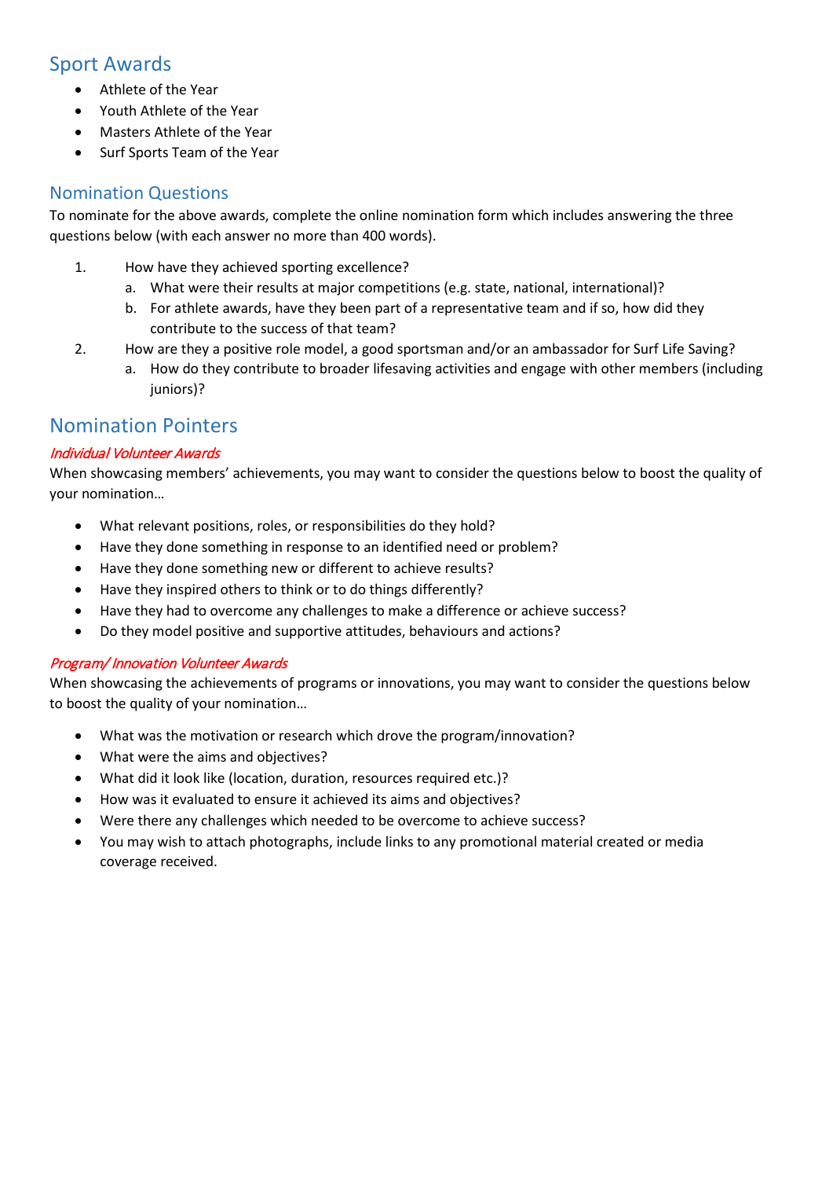## Sport Awards

- Athlete of the Year
- Youth Athlete of the Year
- Masters Athlete of the Year
- Surf Sports Team of the Year

### Nomination Questions

To nominate for the above awards, complete the online nomination form which includes answering the three questions below (with each answer no more than 400 words).

1. How have they achieved sporting excellence?
   a. What were their results at major competitions (e.g. state, national, international)?
   b. For athlete awards, have they been part of a representative team and if so, how did they contribute to the success of that team?
2. How are they a positive role model, a good sportsman and/or an ambassador for Surf Life Saving?
   a. How do they contribute to broader lifesaving activities and engage with other members (including juniors)?

## Nomination Pointers

*Individual Volunteer Awards*

When showcasing members' achievements, you may want to consider the questions below to boost the quality of your nomination…

- What relevant positions, roles, or responsibilities do they hold?
- Have they done something in response to an identified need or problem?
- Have they done something new or different to achieve results?
- Have they inspired others to think or to do things differently?
- Have they had to overcome any challenges to make a difference or achieve success?
- Do they model positive and supportive attitudes, behaviours and actions?

*Program/ Innovation Volunteer Awards*

When showcasing the achievements of programs or innovations, you may want to consider the questions below to boost the quality of your nomination…

- What was the motivation or research which drove the program/innovation?
- What were the aims and objectives?
- What did it look like (location, duration, resources required etc.)?
- How was it evaluated to ensure it achieved its aims and objectives?
- Were there any challenges which needed to be overcome to achieve success?
- You may wish to attach photographs, include links to any promotional material created or media coverage received.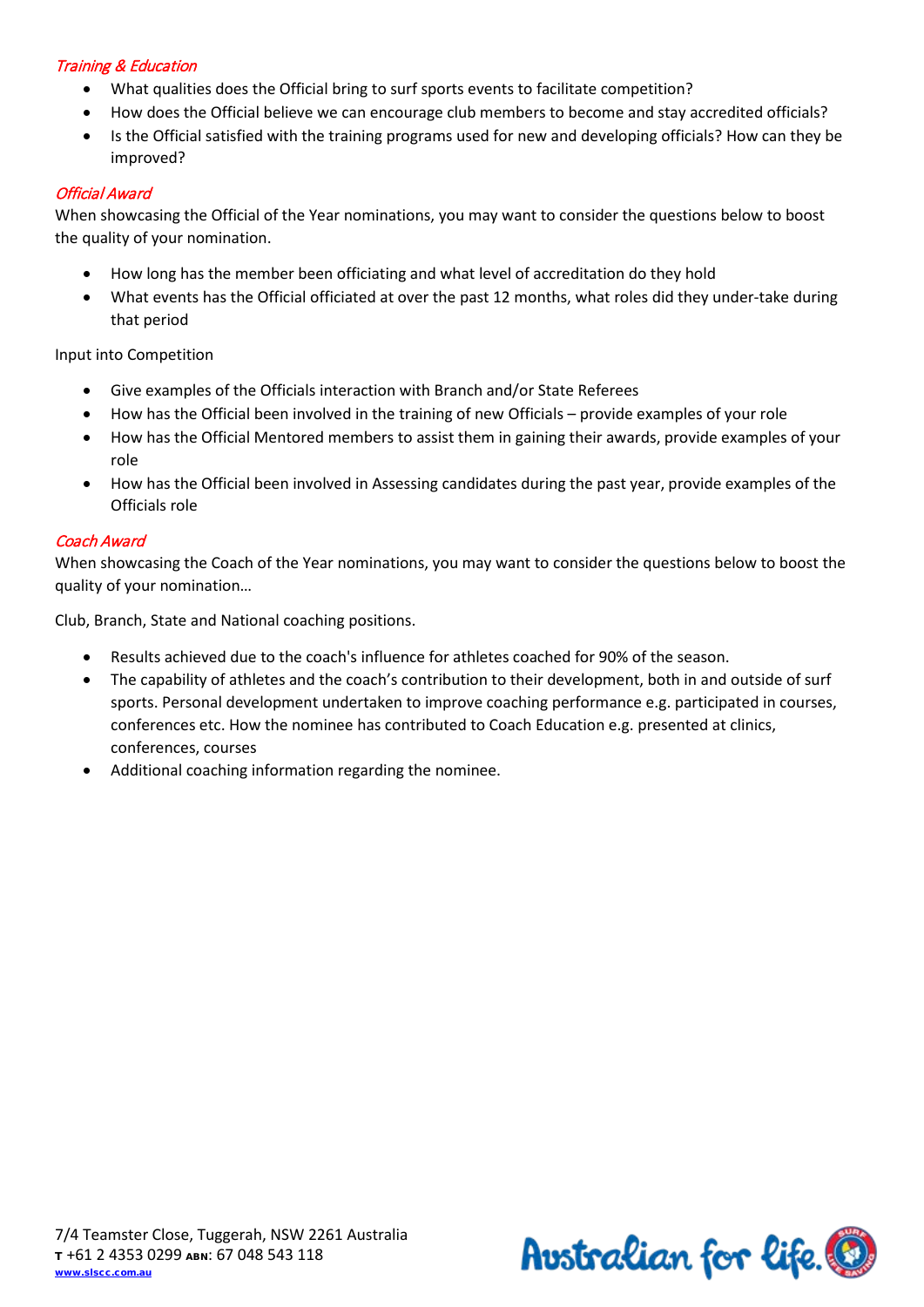### *Training & Education*

- What qualities does the Official bring to surf sports events to facilitate competition?
- How does the Official believe we can encourage club members to become and stay accredited officials?
- Is the Official satisfied with the training programs used for new and developing officials? How can they be improved?

### *Official Award*

When showcasing the Official of the Year nominations, you may want to consider the questions below to boost the quality of your nomination.

- How long has the member been officiating and what level of accreditation do they hold
- What events has the Official officiated at over the past 12 months, what roles did they under-take during that period

Input into Competition

- Give examples of the Officials interaction with Branch and/or State Referees
- How has the Official been involved in the training of new Officials – provide examples of your role
- How has the Official Mentored members to assist them in gaining their awards, provide examples of your role
- How has the Official been involved in Assessing candidates during the past year, provide examples of the Officials role

### *Coach Award*

When showcasing the Coach of the Year nominations, you may want to consider the questions below to boost the quality of your nomination…

Club, Branch, State and National coaching positions.

- Results achieved due to the coach's influence for athletes coached for 90% of the season.
- The capability of athletes and the coach's contribution to their development, both in and outside of surf sports. Personal development undertaken to improve coaching performance e.g. participated in courses, conferences etc. How the nominee has contributed to Coach Education e.g. presented at clinics, conferences, courses
- Additional coaching information regarding the nominee.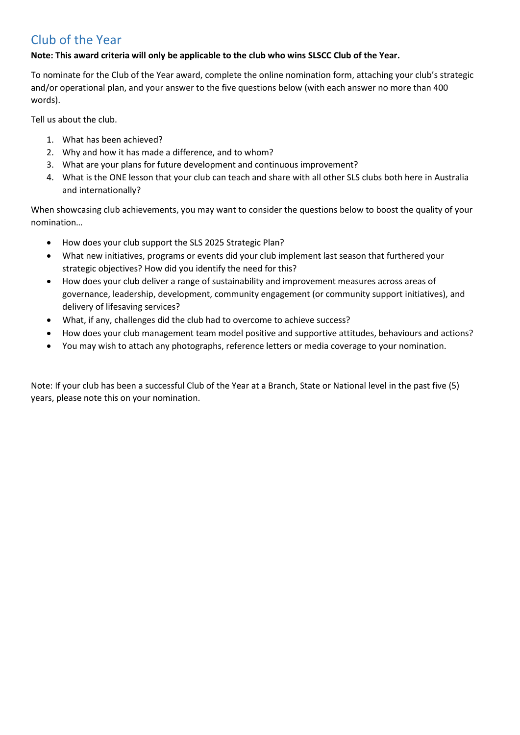## Club of the Year

**Note: This award criteria will only be applicable to the club who wins SLSCC Club of the Year.**

To nominate for the Club of the Year award, complete the online nomination form, attaching your club's strategic and/or operational plan, and your answer to the five questions below (with each answer no more than 400 words).

Tell us about the club.

1. What has been achieved?
2. Why and how it has made a difference, and to whom?
3. What are your plans for future development and continuous improvement?
4. What is the ONE lesson that your club can teach and share with all other SLS clubs both here in Australia and internationally?

When showcasing club achievements, you may want to consider the questions below to boost the quality of your nomination…

- How does your club support the SLS 2025 Strategic Plan?
- What new initiatives, programs or events did your club implement last season that furthered your strategic objectives? How did you identify the need for this?
- How does your club deliver a range of sustainability and improvement measures across areas of governance, leadership, development, community engagement (or community support initiatives), and delivery of lifesaving services?
- What, if any, challenges did the club had to overcome to achieve success?
- How does your club management team model positive and supportive attitudes, behaviours and actions?
- You may wish to attach any photographs, reference letters or media coverage to your nomination.

Note: If your club has been a successful Club of the Year at a Branch, State or National level in the past five (5) years, please note this on your nomination.